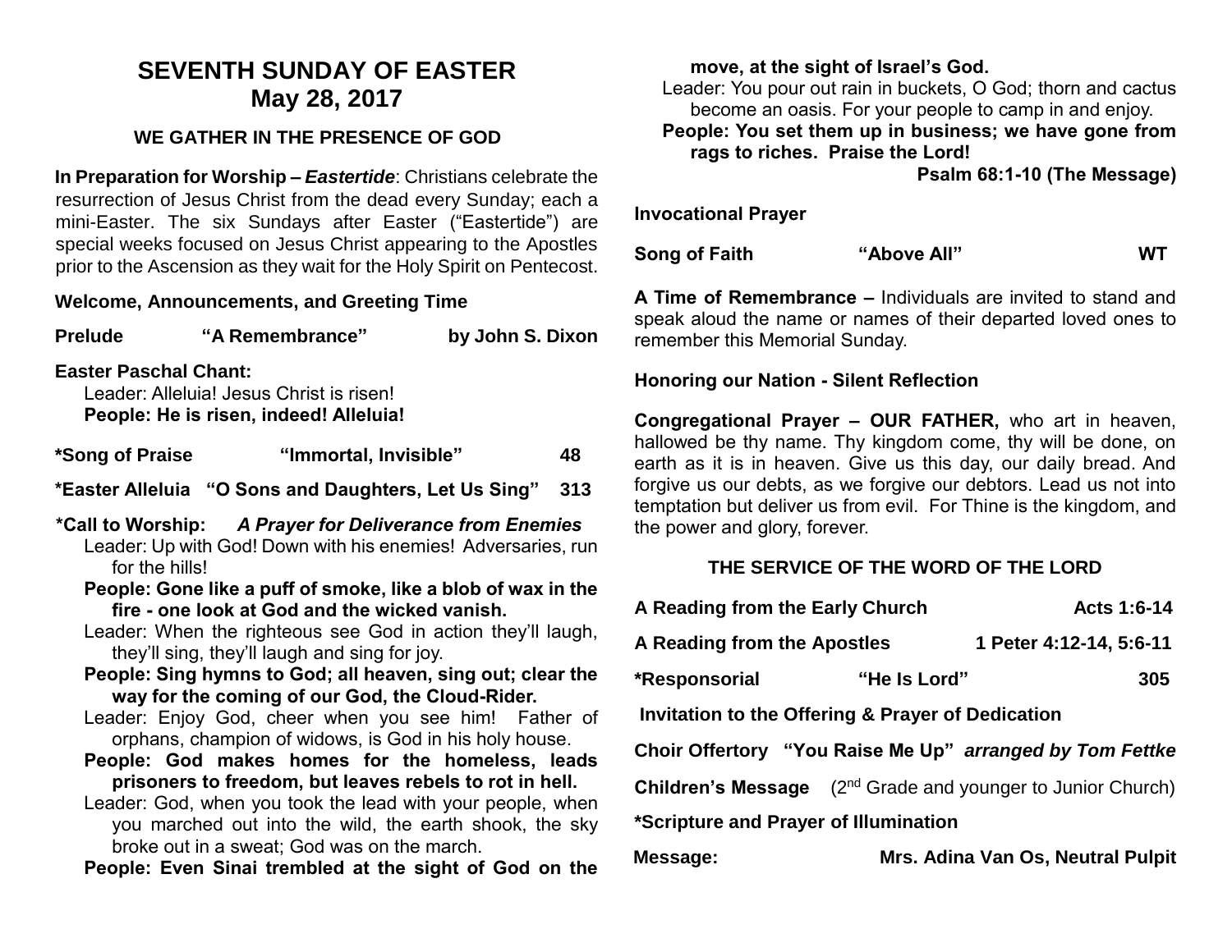# SEVENTH SUNDAY OF EASTER
## May 28, 2017

### WE GATHER IN THE PRESENCE OF GOD

**In Preparation for Worship – *Eastertide***: Christians celebrate the resurrection of Jesus Christ from the dead every Sunday; each a mini-Easter. The six Sundays after Easter ("Eastertide") are special weeks focused on Jesus Christ appearing to the Apostles prior to the Ascension as they wait for the Holy Spirit on Pentecost.

**Welcome, Announcements, and Greeting Time**

**Prelude "A Remembrance" by John S. Dixon**

**Easter Paschal Chant:**
Leader: Alleluia! Jesus Christ is risen!
**People: He is risen, indeed! Alleluia!**

**\*Song of Praise "Immortal, Invisible" 48**

**\*Easter Alleluia "O Sons and Daughters, Let Us Sing" 313**

**\*Call to Worship: *A Prayer for Deliverance from Enemies***

Leader: Up with God! Down with his enemies! Adversaries, run for the hills!

**People: Gone like a puff of smoke, like a blob of wax in the fire - one look at God and the wicked vanish.**

Leader: When the righteous see God in action they'll laugh, they'll sing, they'll laugh and sing for joy.

**People: Sing hymns to God; all heaven, sing out; clear the way for the coming of our God, the Cloud-Rider.**

Leader: Enjoy God, cheer when you see him! Father of orphans, champion of widows, is God in his holy house.

**People: God makes homes for the homeless, leads prisoners to freedom, but leaves rebels to rot in hell.**

Leader: God, when you took the lead with your people, when you marched out into the wild, the earth shook, the sky broke out in a sweat; God was on the march.

**People: Even Sinai trembled at the sight of God on the move, at the sight of Israel's God.**

Leader: You pour out rain in buckets, O God; thorn and cactus become an oasis. For your people to camp in and enjoy.

**People: You set them up in business; we have gone from rags to riches. Praise the Lord!**

**Psalm 68:1-10 (The Message)**

**Invocational Prayer**

**Song of Faith "Above All" WT**

**A Time of Remembrance –** Individuals are invited to stand and speak aloud the name or names of their departed loved ones to remember this Memorial Sunday.

**Honoring our Nation - Silent Reflection**

**Congregational Prayer – OUR FATHER,** who art in heaven, hallowed be thy name. Thy kingdom come, thy will be done, on earth as it is in heaven. Give us this day, our daily bread. And forgive us our debts, as we forgive our debtors. Lead us not into temptation but deliver us from evil. For Thine is the kingdom, and the power and glory, forever.

### THE SERVICE OF THE WORD OF THE LORD

**A Reading from the Early Church Acts 1:6-14**

**A Reading from the Apostles 1 Peter 4:12-14, 5:6-11**

**\*Responsorial "He Is Lord" 305**

**Invitation to the Offering & Prayer of Dedication**

**Choir Offertory "You Raise Me Up" *arranged by Tom Fettke***

**Children's Message** (2nd Grade and younger to Junior Church)

**\*Scripture and Prayer of Illumination**

**Message: Mrs. Adina Van Os, Neutral Pulpit**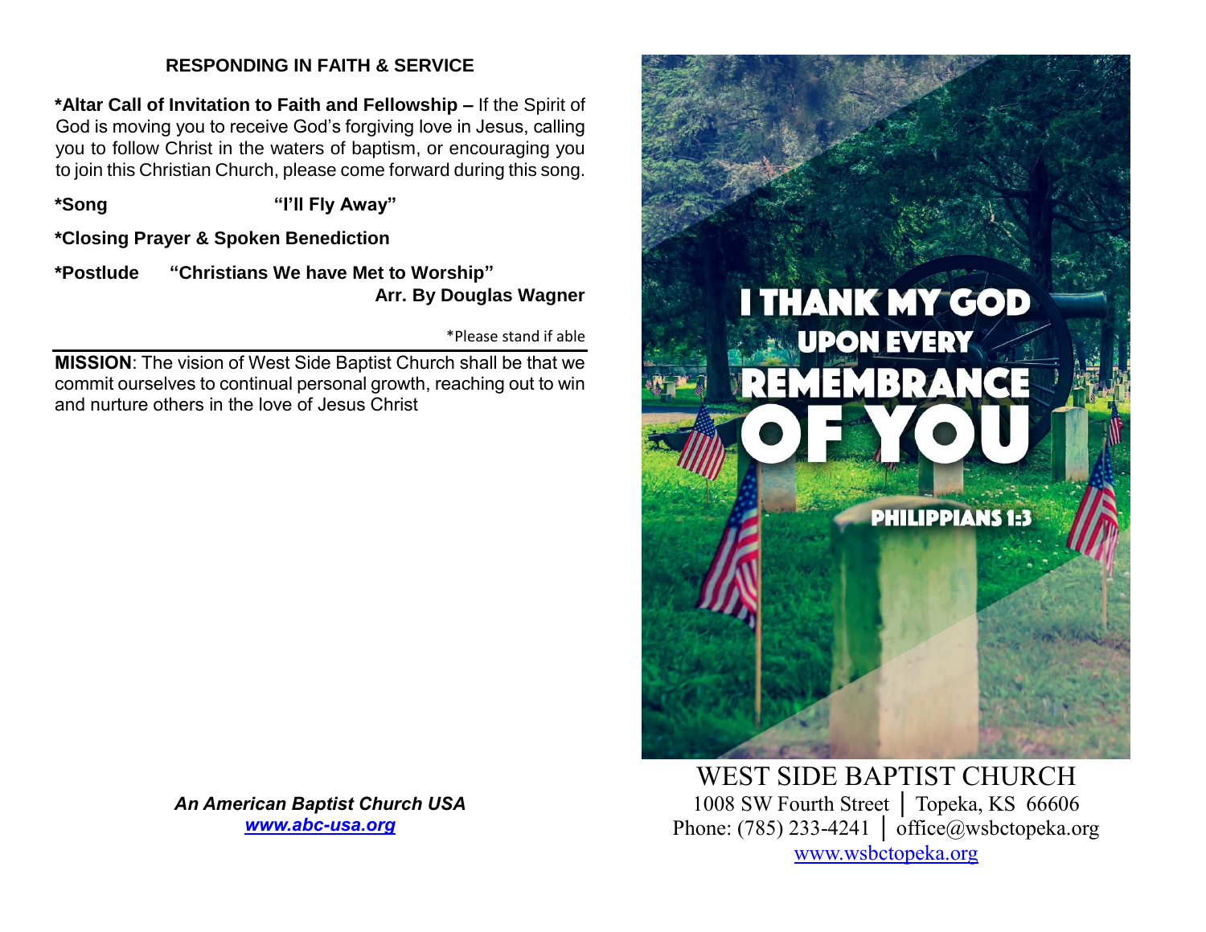## RESPONDING IN FAITH & SERVICE

**\*Altar Call of Invitation to Faith and Fellowship –** If the Spirit of God is moving you to receive God's forgiving love in Jesus, calling you to follow Christ in the waters of baptism, or encouraging you to join this Christian Church, please come forward during this song.

**\*Song "I'll Fly Away"**

**\*Closing Prayer & Spoken Benediction**

**\*Postlude "Christians We have Met to Worship"**
**Arr. By Douglas Wagner**

\*Please stand if able

---

**MISSION**: The vision of West Side Baptist Church shall be that we commit ourselves to continual personal growth, reaching out to win and nurture others in the love of Jesus Christ

***An American Baptist Church USA***
***www.abc-usa.org***

I THANK MY GOD UPON EVERY REMEMBRANCE OF YOU

PHILIPPIANS 1:3

WEST SIDE BAPTIST CHURCH
1008 SW Fourth Street │ Topeka, KS 66606
Phone: (785) 233-4241 │ office@wsbctopeka.org
www.wsbctopeka.org